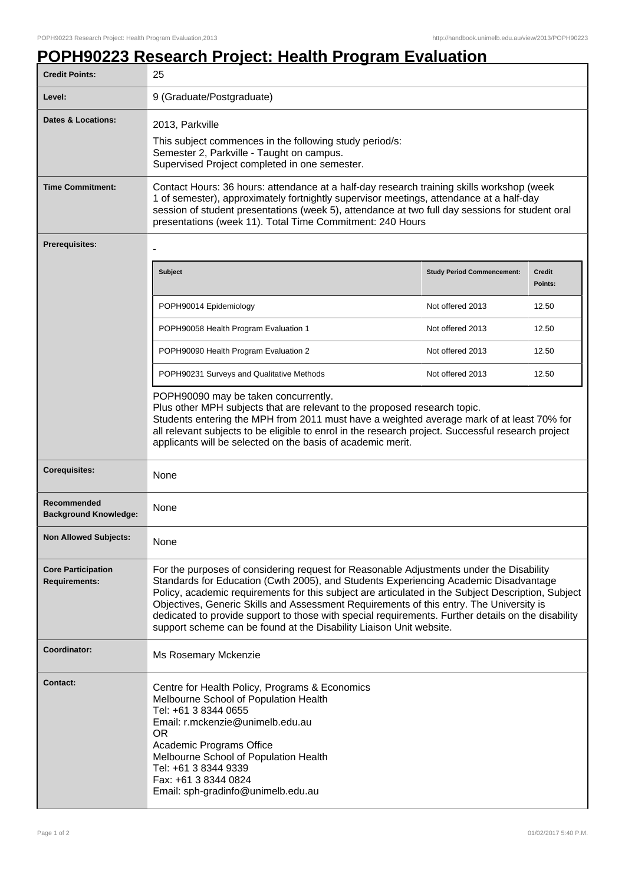# POPH90223 Research Project: Health Program Evaluation

| | |
|---|---|
| **Credit Points:** | 25 |
| **Level:** | 9 (Graduate/Postgraduate) |
| **Dates & Locations:** | 2013, Parkville<br>This subject commences in the following study period/s:<br>Semester 2, Parkville - Taught on campus.<br>Supervised Project completed in one semester. |
| **Time Commitment:** | Contact Hours: 36 hours: attendance at a half-day research training skills workshop (week 1 of semester), approximately fortnightly supervisor meetings, attendance at a half-day session of student presentations (week 5), attendance at two full day sessions for student oral presentations (week 11). Total Time Commitment: 240 Hours |
| **Prerequisites:** | - (see table below) |
| **Corequisites:** | None |
| **Recommended Background Knowledge:** | None |
| **Non Allowed Subjects:** | None |
| **Core Participation Requirements:** | For the purposes of considering request for Reasonable Adjustments under the Disability Standards for Education (Cwth 2005), and Students Experiencing Academic Disadvantage Policy, academic requirements for this subject are articulated in the Subject Description, Subject Objectives, Generic Skills and Assessment Requirements of this entry. The University is dedicated to provide support to those with special requirements. Further details on the disability support scheme can be found at the Disability Liaison Unit website. |
| **Coordinator:** | Ms Rosemary Mckenzie |
| **Contact:** | Centre for Health Policy, Programs & Economics<br>Melbourne School of Population Health<br>Tel: +61 3 8344 0655<br>Email: r.mckenzie@unimelb.edu.au<br>OR<br>Academic Programs Office<br>Melbourne School of Population Health<br>Tel: +61 3 8344 9339<br>Fax: +61 3 8344 0824<br>Email: sph-gradinfo@unimelb.edu.au |

**Prerequisites:**

| Subject | Study Period Commencement: | Credit Points: |
|---|---|---|
| POPH90014 Epidemiology | Not offered 2013 | 12.50 |
| POPH90058 Health Program Evaluation 1 | Not offered 2013 | 12.50 |
| POPH90090 Health Program Evaluation 2 | Not offered 2013 | 12.50 |
| POPH90231 Surveys and Qualitative Methods | Not offered 2013 | 12.50 |

POPH90090 may be taken concurrently.
Plus other MPH subjects that are relevant to the proposed research topic.
Students entering the MPH from 2011 must have a weighted average mark of at least 70% for all relevant subjects to be eligible to enrol in the research project. Successful research project applicants will be selected on the basis of academic merit.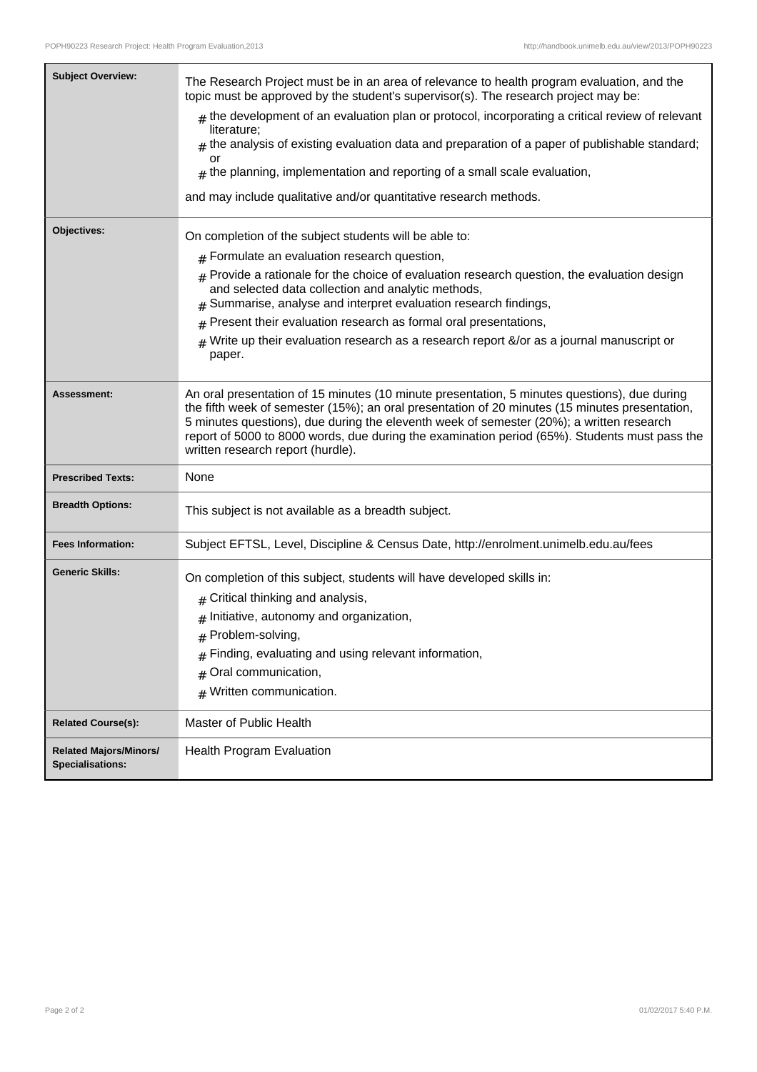| | |
|---|---|
| **Subject Overview:** | The Research Project must be in an area of relevance to health program evaluation, and the topic must be approved by the student's supervisor(s). The research project may be:<br># the development of an evaluation plan or protocol, incorporating a critical review of relevant literature;<br># the analysis of existing evaluation data and preparation of a paper of publishable standard; or<br># the planning, implementation and reporting of a small scale evaluation,<br><br>and may include qualitative and/or quantitative research methods. |
| **Objectives:** | On completion of the subject students will be able to:<br># Formulate an evaluation research question,<br># Provide a rationale for the choice of evaluation research question, the evaluation design and selected data collection and analytic methods,<br># Summarise, analyse and interpret evaluation research findings,<br># Present their evaluation research as formal oral presentations,<br># Write up their evaluation research as a research report &/or as a journal manuscript or paper. |
| **Assessment:** | An oral presentation of 15 minutes (10 minute presentation, 5 minutes questions), due during the fifth week of semester (15%); an oral presentation of 20 minutes (15 minutes presentation, 5 minutes questions), due during the eleventh week of semester (20%); a written research report of 5000 to 8000 words, due during the examination period (65%). Students must pass the written research report (hurdle). |
| **Prescribed Texts:** | None |
| **Breadth Options:** | This subject is not available as a breadth subject. |
| **Fees Information:** | Subject EFTSL, Level, Discipline & Census Date, http://enrolment.unimelb.edu.au/fees |
| **Generic Skills:** | On completion of this subject, students will have developed skills in:<br># Critical thinking and analysis,<br># Initiative, autonomy and organization,<br># Problem-solving,<br># Finding, evaluating and using relevant information,<br># Oral communication,<br># Written communication. |
| **Related Course(s):** | Master of Public Health |
| **Related Majors/Minors/ Specialisations:** | Health Program Evaluation |